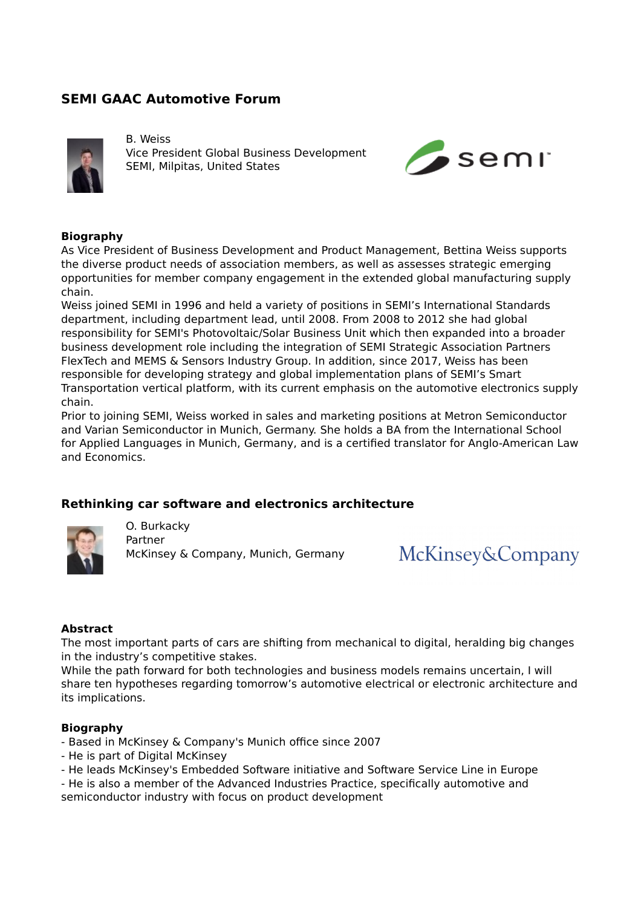## SEMI GAAC Automotive Forum

B. Weiss
Vice President Global Business Development
SEMI, Milpitas, United States

### Biography

As Vice President of Business Development and Product Management, Bettina Weiss supports the diverse product needs of association members, as well as assesses strategic emerging opportunities for member company engagement in the extended global manufacturing supply chain.
Weiss joined SEMI in 1996 and held a variety of positions in SEMI's International Standards department, including department lead, until 2008. From 2008 to 2012 she had global responsibility for SEMI's Photovoltaic/Solar Business Unit which then expanded into a broader business development role including the integration of SEMI Strategic Association Partners FlexTech and MEMS & Sensors Industry Group. In addition, since 2017, Weiss has been responsible for developing strategy and global implementation plans of SEMI's Smart Transportation vertical platform, with its current emphasis on the automotive electronics supply chain.
Prior to joining SEMI, Weiss worked in sales and marketing positions at Metron Semiconductor and Varian Semiconductor in Munich, Germany. She holds a BA from the International School for Applied Languages in Munich, Germany, and is a certified translator for Anglo-American Law and Economics.

## Rethinking car software and electronics architecture

O. Burkacky
Partner
McKinsey & Company, Munich, Germany

### Abstract

The most important parts of cars are shifting from mechanical to digital, heralding big changes in the industry's competitive stakes.
While the path forward for both technologies and business models remains uncertain, I will share ten hypotheses regarding tomorrow's automotive electrical or electronic architecture and its implications.

### Biography

- Based in McKinsey & Company's Munich office since 2007
- He is part of Digital McKinsey
- He leads McKinsey's Embedded Software initiative and Software Service Line in Europe
- He is also a member of the Advanced Industries Practice, specifically automotive and semiconductor industry with focus on product development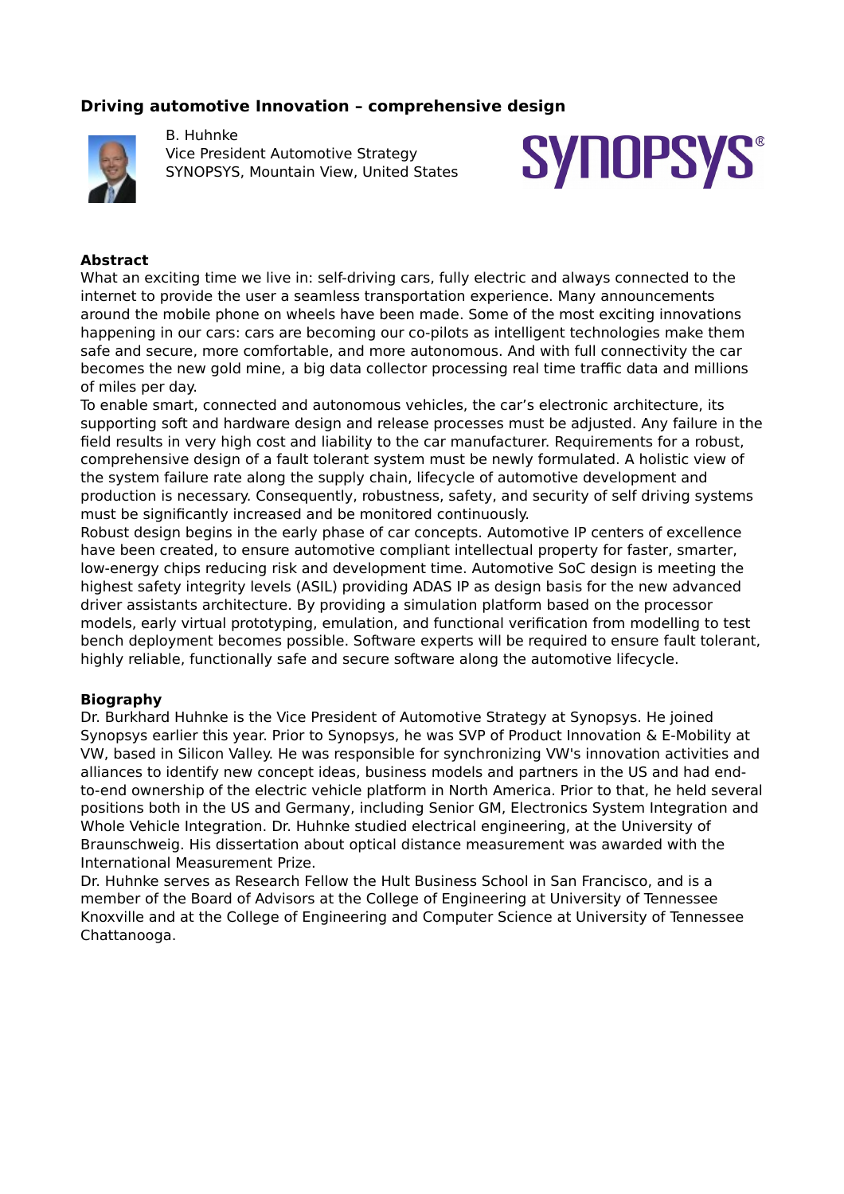## Driving automotive Innovation – comprehensive design

B. Huhnke
Vice President Automotive Strategy
SYNOPSYS, Mountain View, United States

### Abstract

What an exciting time we live in: self-driving cars, fully electric and always connected to the internet to provide the user a seamless transportation experience. Many announcements around the mobile phone on wheels have been made. Some of the most exciting innovations happening in our cars: cars are becoming our co-pilots as intelligent technologies make them safe and secure, more comfortable, and more autonomous. And with full connectivity the car becomes the new gold mine, a big data collector processing real time traffic data and millions of miles per day.

To enable smart, connected and autonomous vehicles, the car's electronic architecture, its supporting soft and hardware design and release processes must be adjusted. Any failure in the field results in very high cost and liability to the car manufacturer. Requirements for a robust, comprehensive design of a fault tolerant system must be newly formulated. A holistic view of the system failure rate along the supply chain, lifecycle of automotive development and production is necessary. Consequently, robustness, safety, and security of self driving systems must be significantly increased and be monitored continuously.

Robust design begins in the early phase of car concepts. Automotive IP centers of excellence have been created, to ensure automotive compliant intellectual property for faster, smarter, low-energy chips reducing risk and development time. Automotive SoC design is meeting the highest safety integrity levels (ASIL) providing ADAS IP as design basis for the new advanced driver assistants architecture. By providing a simulation platform based on the processor models, early virtual prototyping, emulation, and functional verification from modelling to test bench deployment becomes possible. Software experts will be required to ensure fault tolerant, highly reliable, functionally safe and secure software along the automotive lifecycle.

### Biography

Dr. Burkhard Huhnke is the Vice President of Automotive Strategy at Synopsys. He joined Synopsys earlier this year. Prior to Synopsys, he was SVP of Product Innovation & E-Mobility at VW, based in Silicon Valley. He was responsible for synchronizing VW's innovation activities and alliances to identify new concept ideas, business models and partners in the US and had end-to-end ownership of the electric vehicle platform in North America. Prior to that, he held several positions both in the US and Germany, including Senior GM, Electronics System Integration and Whole Vehicle Integration. Dr. Huhnke studied electrical engineering, at the University of Braunschweig. His dissertation about optical distance measurement was awarded with the International Measurement Prize.

Dr. Huhnke serves as Research Fellow the Hult Business School in San Francisco, and is a member of the Board of Advisors at the College of Engineering at University of Tennessee Knoxville and at the College of Engineering and Computer Science at University of Tennessee Chattanooga.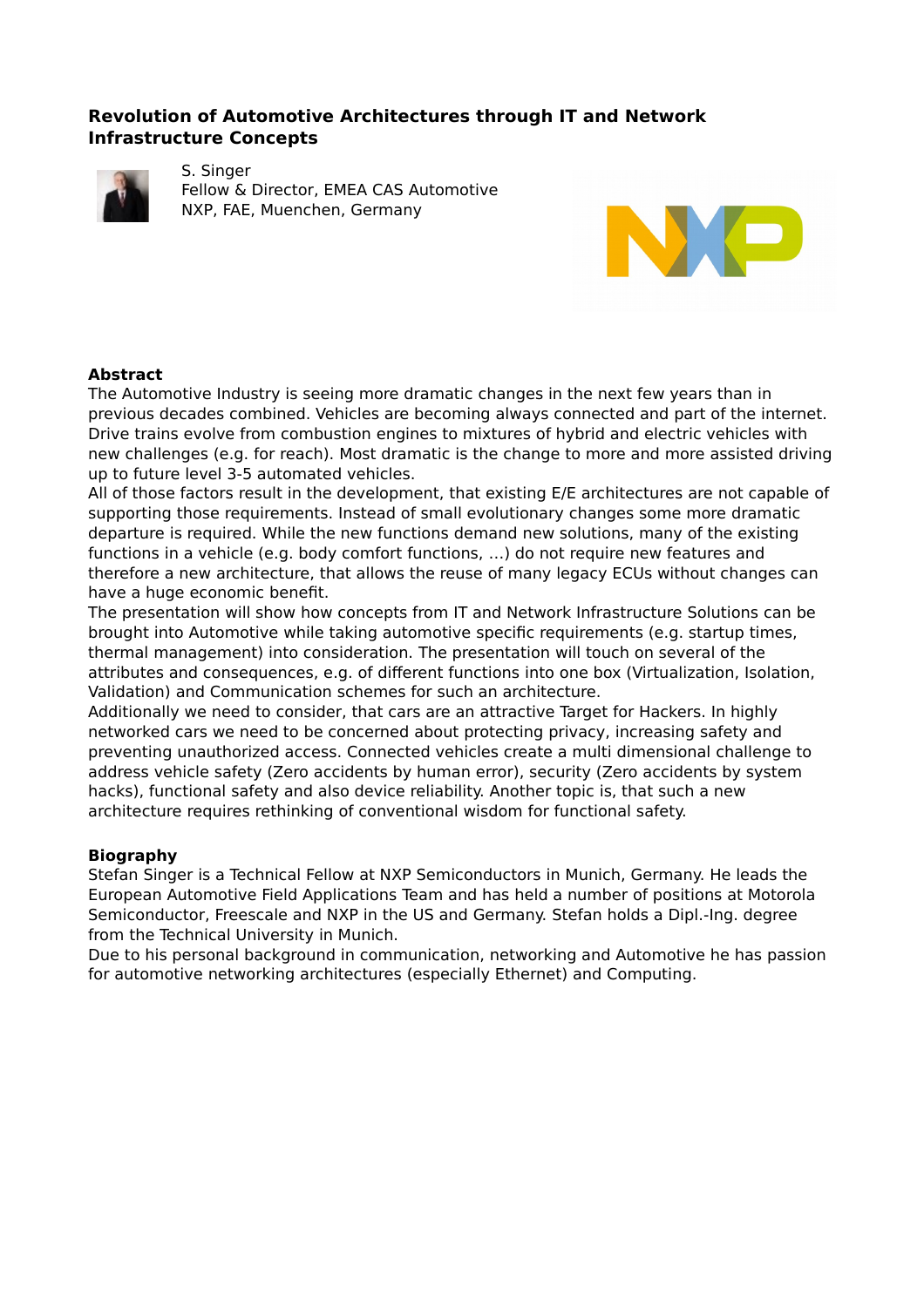## Revolution of Automotive Architectures through IT and Network Infrastructure Concepts

S. Singer
Fellow & Director, EMEA CAS Automotive
NXP, FAE, Muenchen, Germany

### Abstract

The Automotive Industry is seeing more dramatic changes in the next few years than in previous decades combined. Vehicles are becoming always connected and part of the internet. Drive trains evolve from combustion engines to mixtures of hybrid and electric vehicles with new challenges (e.g. for reach). Most dramatic is the change to more and more assisted driving up to future level 3-5 automated vehicles.

All of those factors result in the development, that existing E/E architectures are not capable of supporting those requirements. Instead of small evolutionary changes some more dramatic departure is required. While the new functions demand new solutions, many of the existing functions in a vehicle (e.g. body comfort functions, …) do not require new features and therefore a new architecture, that allows the reuse of many legacy ECUs without changes can have a huge economic benefit.

The presentation will show how concepts from IT and Network Infrastructure Solutions can be brought into Automotive while taking automotive specific requirements (e.g. startup times, thermal management) into consideration. The presentation will touch on several of the attributes and consequences, e.g. of different functions into one box (Virtualization, Isolation, Validation) and Communication schemes for such an architecture.

Additionally we need to consider, that cars are an attractive Target for Hackers. In highly networked cars we need to be concerned about protecting privacy, increasing safety and preventing unauthorized access. Connected vehicles create a multi dimensional challenge to address vehicle safety (Zero accidents by human error), security (Zero accidents by system hacks), functional safety and also device reliability. Another topic is, that such a new architecture requires rethinking of conventional wisdom for functional safety.

### Biography

Stefan Singer is a Technical Fellow at NXP Semiconductors in Munich, Germany. He leads the European Automotive Field Applications Team and has held a number of positions at Motorola Semiconductor, Freescale and NXP in the US and Germany. Stefan holds a Dipl.-Ing. degree from the Technical University in Munich.

Due to his personal background in communication, networking and Automotive he has passion for automotive networking architectures (especially Ethernet) and Computing.